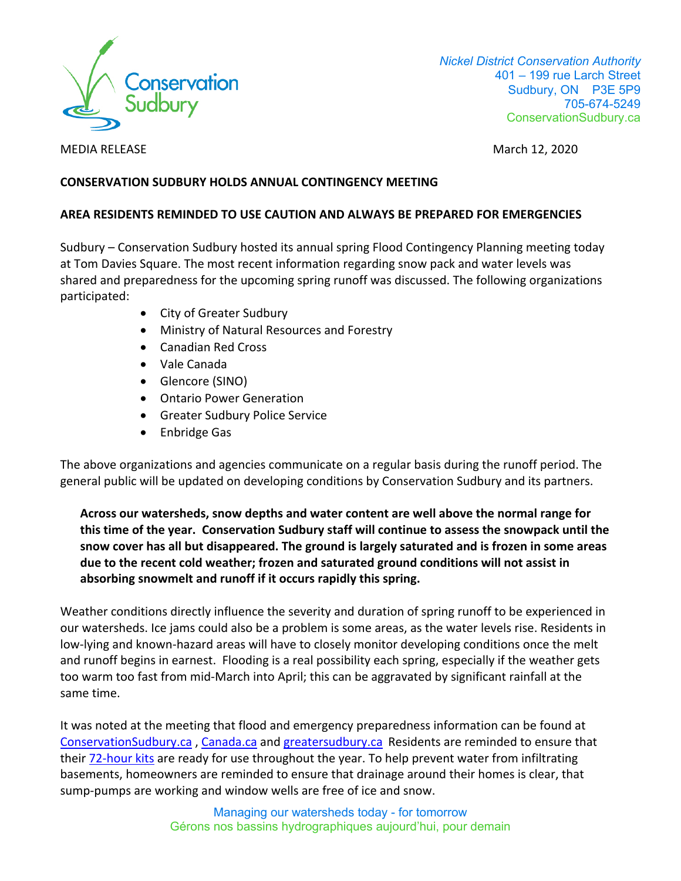Nickel District Conservation Authority
401 – 199 rue Larch Street
Sudbury, ON P3E 5P9
705-674-5249
ConservationSudbury.ca

MEDIA RELEASE

March 12, 2020

**CONSERVATION SUDBURY HOLDS ANNUAL CONTINGENCY MEETING**

**AREA RESIDENTS REMINDED TO USE CAUTION AND ALWAYS BE PREPARED FOR EMERGENCIES**

Sudbury – Conservation Sudbury hosted its annual spring Flood Contingency Planning meeting today at Tom Davies Square. The most recent information regarding snow pack and water levels was shared and preparedness for the upcoming spring runoff was discussed. The following organizations participated:

- City of Greater Sudbury
- Ministry of Natural Resources and Forestry
- Canadian Red Cross
- Vale Canada
- Glencore (SINO)
- Ontario Power Generation
- Greater Sudbury Police Service
- Enbridge Gas

The above organizations and agencies communicate on a regular basis during the runoff period. The general public will be updated on developing conditions by Conservation Sudbury and its partners.

**Across our watersheds, snow depths and water content are well above the normal range for this time of the year. Conservation Sudbury staff will continue to assess the snowpack until the snow cover has all but disappeared. The ground is largely saturated and is frozen in some areas due to the recent cold weather; frozen and saturated ground conditions will not assist in absorbing snowmelt and runoff if it occurs rapidly this spring.**

Weather conditions directly influence the severity and duration of spring runoff to be experienced in our watersheds. Ice jams could also be a problem is some areas, as the water levels rise. Residents in low-lying and known-hazard areas will have to closely monitor developing conditions once the melt and runoff begins in earnest. Flooding is a real possibility each spring, especially if the weather gets too warm too fast from mid-March into April; this can be aggravated by significant rainfall at the same time.

It was noted at the meeting that flood and emergency preparedness information can be found at ConservationSudbury.ca , Canada.ca and greatersudbury.ca Residents are reminded to ensure that their 72-hour kits are ready for use throughout the year. To help prevent water from infiltrating basements, homeowners are reminded to ensure that drainage around their homes is clear, that sump-pumps are working and window wells are free of ice and snow.

Managing our watersheds today - for tomorrow
Gérons nos bassins hydrographiques aujourd'hui, pour demain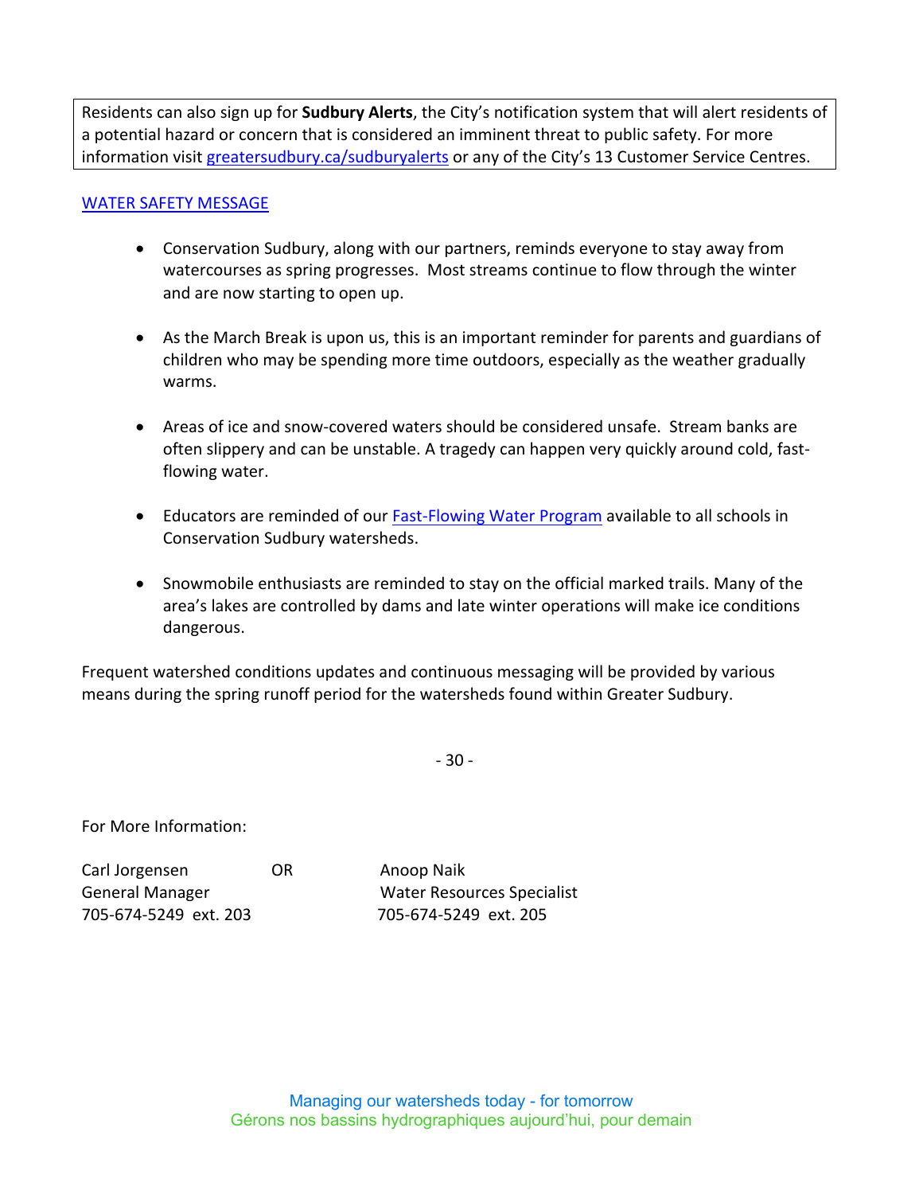Residents can also sign up for **Sudbury Alerts**, the City's notification system that will alert residents of a potential hazard or concern that is considered an imminent threat to public safety. For more information visit greatersudbury.ca/sudburyalerts or any of the City's 13 Customer Service Centres.

WATER SAFETY MESSAGE

- Conservation Sudbury, along with our partners, reminds everyone to stay away from watercourses as spring progresses. Most streams continue to flow through the winter and are now starting to open up.
- As the March Break is upon us, this is an important reminder for parents and guardians of children who may be spending more time outdoors, especially as the weather gradually warms.
- Areas of ice and snow-covered waters should be considered unsafe. Stream banks are often slippery and can be unstable. A tragedy can happen very quickly around cold, fast-flowing water.
- Educators are reminded of our Fast-Flowing Water Program available to all schools in Conservation Sudbury watersheds.
- Snowmobile enthusiasts are reminded to stay on the official marked trails. Many of the area's lakes are controlled by dams and late winter operations will make ice conditions dangerous.

Frequent watershed conditions updates and continuous messaging will be provided by various means during the spring runoff period for the watersheds found within Greater Sudbury.

\- 30 -

For More Information:

| | | |
|---|---|---|
| Carl Jorgensen | OR | Anoop Naik |
| General Manager | | Water Resources Specialist |
| 705-674-5249 ext. 203 | | 705-674-5249 ext. 205 |

Managing our watersheds today - for tomorrow
Gérons nos bassins hydrographiques aujourd'hui, pour demain